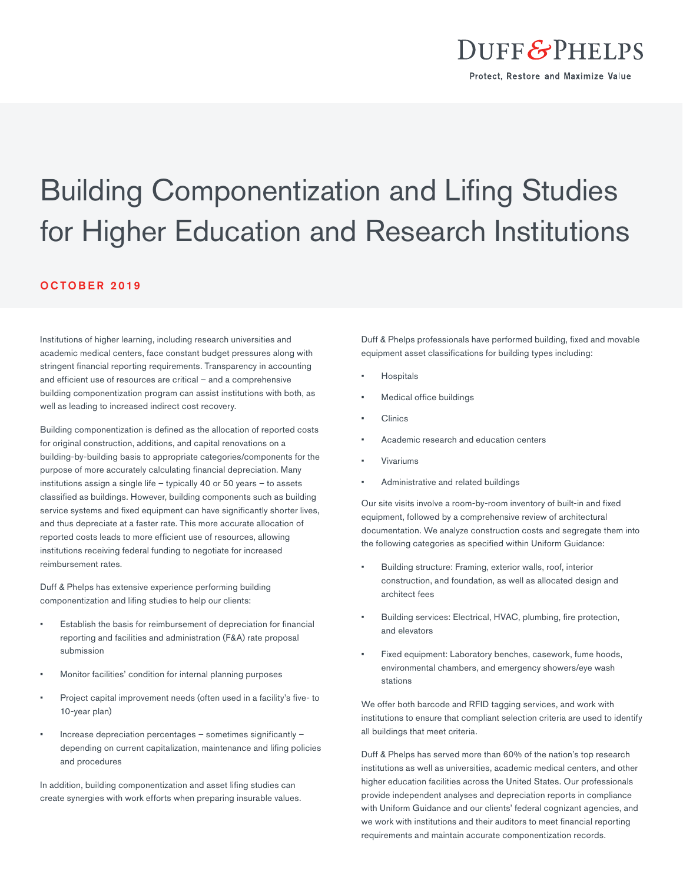# Building Componentization and Lifing Studies for Higher Education and Research Institutions

**OCTOBER 2019**

Institutions of higher learning, including research universities and academic medical centers, face constant budget pressures along with stringent financial reporting requirements. Transparency in accounting and efficient use of resources are critical – and a comprehensive building componentization program can assist institutions with both, as well as leading to increased indirect cost recovery.

Building componentization is defined as the allocation of reported costs for original construction, additions, and capital renovations on a building-by-building basis to appropriate categories/components for the purpose of more accurately calculating financial depreciation. Many institutions assign a single life – typically 40 or 50 years – to assets classified as buildings. However, building components such as building service systems and fixed equipment can have significantly shorter lives, and thus depreciate at a faster rate. This more accurate allocation of reported costs leads to more efficient use of resources, allowing institutions receiving federal funding to negotiate for increased reimbursement rates.

Duff & Phelps has extensive experience performing building componentization and lifing studies to help our clients:

- Establish the basis for reimbursement of depreciation for financial reporting and facilities and administration (F&A) rate proposal submission
- Monitor facilities' condition for internal planning purposes
- Project capital improvement needs (often used in a facility's five- to 10-year plan)
- Increase depreciation percentages – sometimes significantly – depending on current capitalization, maintenance and lifing policies and procedures

In addition, building componentization and asset lifing studies can create synergies with work efforts when preparing insurable values.

Duff & Phelps professionals have performed building, fixed and movable equipment asset classifications for building types including:

- Hospitals
- Medical office buildings
- Clinics
- Academic research and education centers
- Vivariums
- Administrative and related buildings

Our site visits involve a room-by-room inventory of built-in and fixed equipment, followed by a comprehensive review of architectural documentation. We analyze construction costs and segregate them into the following categories as specified within Uniform Guidance:

- Building structure: Framing, exterior walls, roof, interior construction, and foundation, as well as allocated design and architect fees
- Building services: Electrical, HVAC, plumbing, fire protection, and elevators
- Fixed equipment: Laboratory benches, casework, fume hoods, environmental chambers, and emergency showers/eye wash stations

We offer both barcode and RFID tagging services, and work with institutions to ensure that compliant selection criteria are used to identify all buildings that meet criteria.

Duff & Phelps has served more than 60% of the nation's top research institutions as well as universities, academic medical centers, and other higher education facilities across the United States. Our professionals provide independent analyses and depreciation reports in compliance with Uniform Guidance and our clients' federal cognizant agencies, and we work with institutions and their auditors to meet financial reporting requirements and maintain accurate componentization records.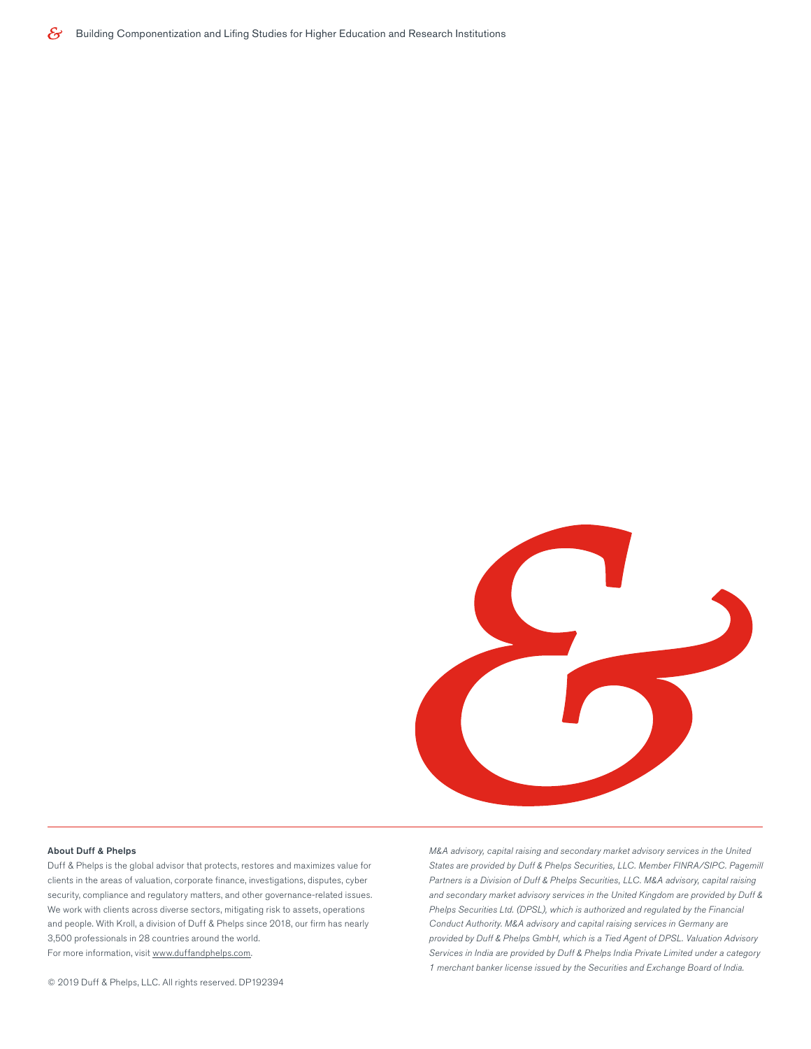**About Duff & Phelps**

Duff & Phelps is the global advisor that protects, restores and maximizes value for clients in the areas of valuation, corporate finance, investigations, disputes, cyber security, compliance and regulatory matters, and other governance-related issues. We work with clients across diverse sectors, mitigating risk to assets, operations and people. With Kroll, a division of Duff & Phelps since 2018, our firm has nearly 3,500 professionals in 28 countries around the world.

For more information, visit www.duffandphelps.com.

© 2019 Duff & Phelps, LLC. All rights reserved. DP192394

*M&A advisory, capital raising and secondary market advisory services in the United States are provided by Duff & Phelps Securities, LLC. Member FINRA/SIPC. Pagemill Partners is a Division of Duff & Phelps Securities, LLC. M&A advisory, capital raising and secondary market advisory services in the United Kingdom are provided by Duff & Phelps Securities Ltd. (DPSL), which is authorized and regulated by the Financial Conduct Authority. M&A advisory and capital raising services in Germany are provided by Duff & Phelps GmbH, which is a Tied Agent of DPSL. Valuation Advisory Services in India are provided by Duff & Phelps India Private Limited under a category 1 merchant banker license issued by the Securities and Exchange Board of India.*